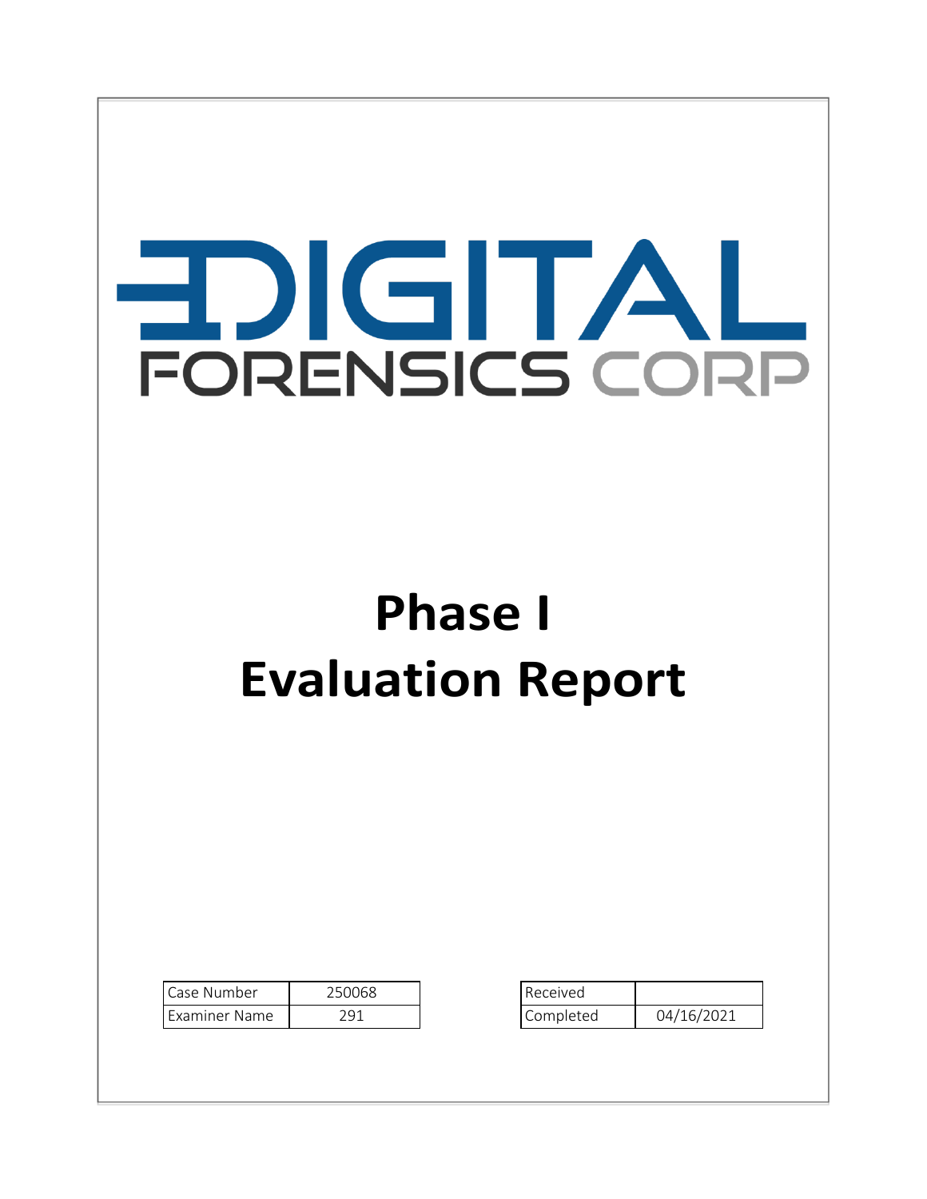DIGITAL FORENSICS CORP

# Phase I Evaluation Report

| Case Number | 250068 |
| --- | --- |
| Examiner Name | 291 |

| Received | |
| --- | --- |
| Completed | 04/16/2021 |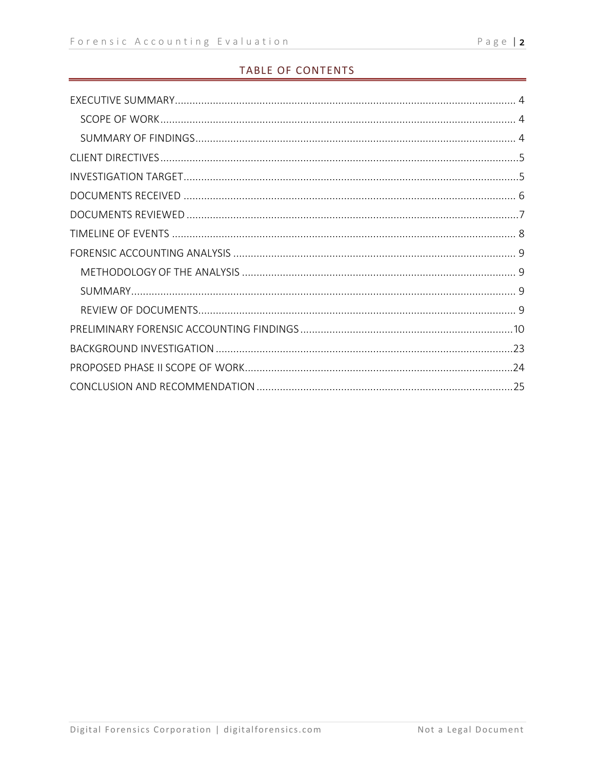## TABLE OF CONTENTS

- EXECUTIVE SUMMARY .......... 4
  - SCOPE OF WORK .......... 4
  - SUMMARY OF FINDINGS .......... 4
- CLIENT DIRECTIVES .......... 5
- INVESTIGATION TARGET .......... 5
- DOCUMENTS RECEIVED .......... 6
- DOCUMENTS REVIEWED .......... 7
- TIMELINE OF EVENTS .......... 8
- FORENSIC ACCOUNTING ANALYSIS .......... 9
  - METHODOLOGY OF THE ANALYSIS .......... 9
  - SUMMARY .......... 9
  - REVIEW OF DOCUMENTS .......... 9
- PRELIMINARY FORENSIC ACCOUNTING FINDINGS .......... 10
- BACKGROUND INVESTIGATION .......... 23
- PROPOSED PHASE II SCOPE OF WORK .......... 24
- CONCLUSION AND RECOMMENDATION .......... 25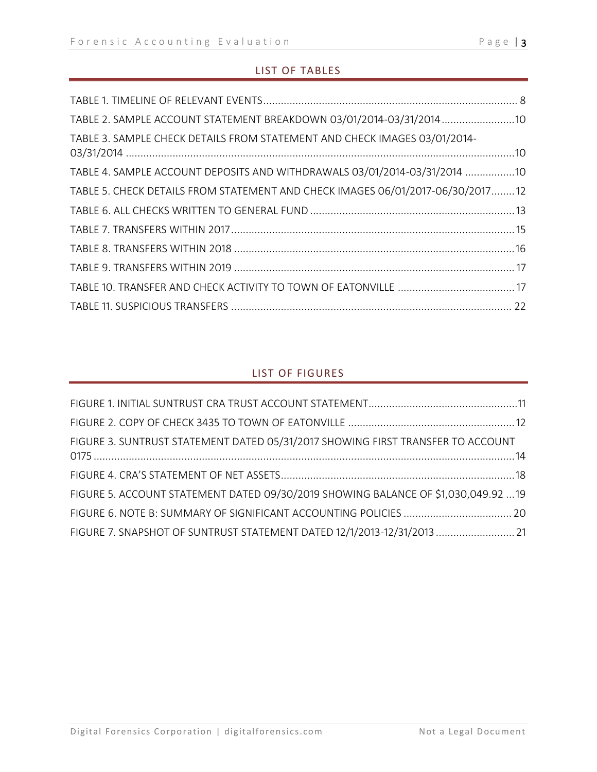## LIST OF TABLES

TABLE 1. TIMELINE OF RELEVANT EVENTS ........................................................................................ 8

TABLE 2. SAMPLE ACCOUNT STATEMENT BREAKDOWN 03/01/2014-03/31/2014 .........................10

TABLE 3. SAMPLE CHECK DETAILS FROM STATEMENT AND CHECK IMAGES 03/01/2014-03/31/2014 ......................................................................................................................................10

TABLE 4. SAMPLE ACCOUNT DEPOSITS AND WITHDRAWALS 03/01/2014-03/31/2014 .................10

TABLE 5. CHECK DETAILS FROM STATEMENT AND CHECK IMAGES 06/01/2017-06/30/2017........12

TABLE 6. ALL CHECKS WRITTEN TO GENERAL FUND .......................................................................13

TABLE 7. TRANSFERS WITHIN 2017.................................................................................................. 15

TABLE 8. TRANSFERS WITHIN 2018 .................................................................................................16

TABLE 9. TRANSFERS WITHIN 2019 ................................................................................................. 17

TABLE 10. TRANSFER AND CHECK ACTIVITY TO TOWN OF EATONVILLE ......................................... 17

TABLE 11. SUSPICIOUS TRANSFERS ................................................................................................ 22

## LIST OF FIGURES

FIGURE 1. INITIAL SUNTRUST CRA TRUST ACCOUNT STATEMENT....................................................11

FIGURE 2. COPY OF CHECK 3435 TO TOWN OF EATONVILLE .......................................................... 12

FIGURE 3. SUNTRUST STATEMENT DATED 05/31/2017 SHOWING FIRST TRANSFER TO ACCOUNT 0175 ...................................................................................................................................14

FIGURE 4. CRA'S STATEMENT OF NET ASSETS.................................................................................18

FIGURE 5. ACCOUNT STATEMENT DATED 09/30/2019 SHOWING BALANCE OF $1,030,049.92 ...19

FIGURE 6. NOTE B: SUMMARY OF SIGNIFICANT ACCOUNTING POLICIES ..................................... 20

FIGURE 7. SNAPSHOT OF SUNTRUST STATEMENT DATED 12/1/2013-12/31/2013 ........................... 21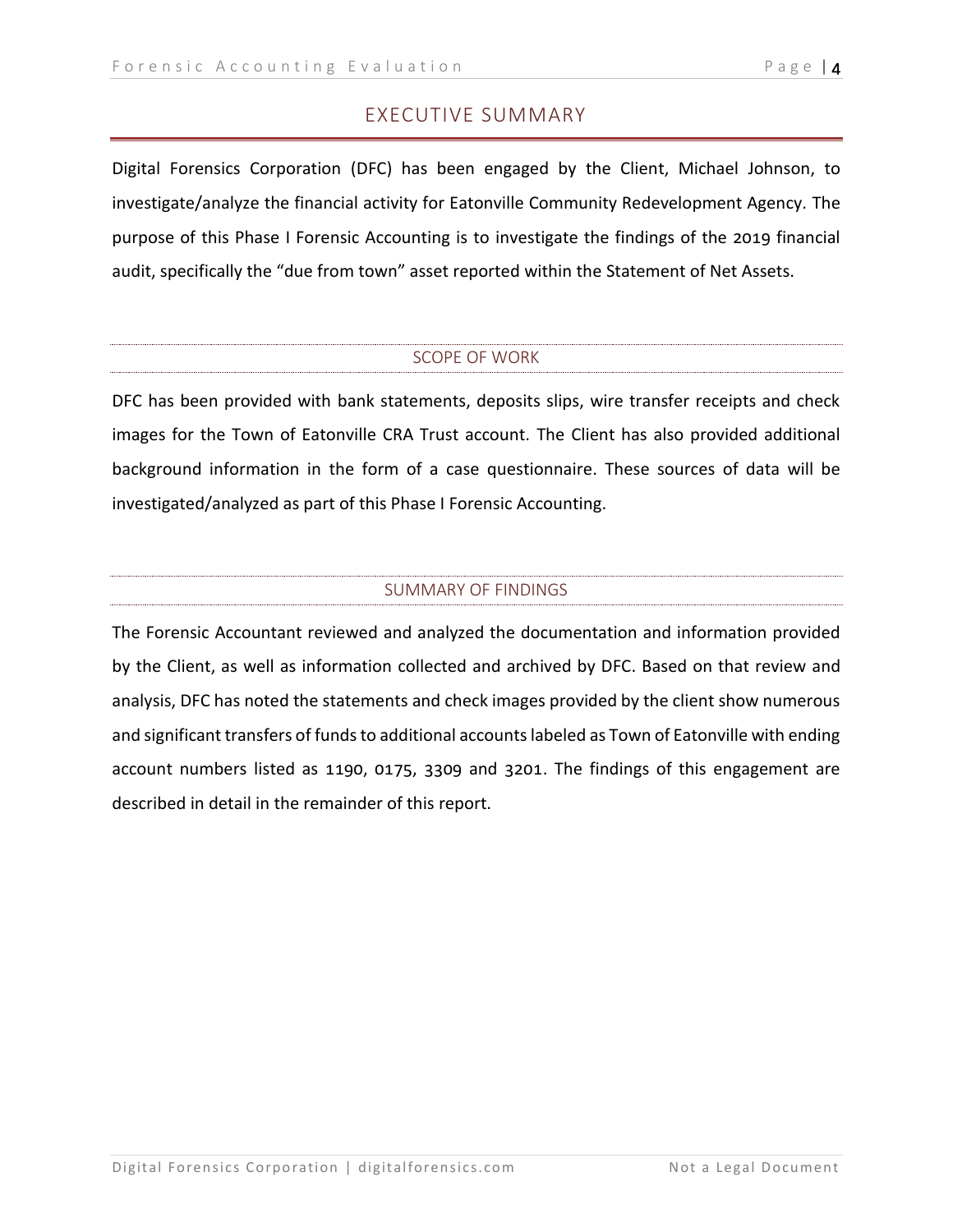# EXECUTIVE SUMMARY

Digital Forensics Corporation (DFC) has been engaged by the Client, Michael Johnson, to investigate/analyze the financial activity for Eatonville Community Redevelopment Agency. The purpose of this Phase I Forensic Accounting is to investigate the findings of the 2019 financial audit, specifically the "due from town" asset reported within the Statement of Net Assets.

## SCOPE OF WORK

DFC has been provided with bank statements, deposits slips, wire transfer receipts and check images for the Town of Eatonville CRA Trust account. The Client has also provided additional background information in the form of a case questionnaire. These sources of data will be investigated/analyzed as part of this Phase I Forensic Accounting.

## SUMMARY OF FINDINGS

The Forensic Accountant reviewed and analyzed the documentation and information provided by the Client, as well as information collected and archived by DFC. Based on that review and analysis, DFC has noted the statements and check images provided by the client show numerous and significant transfers of funds to additional accounts labeled as Town of Eatonville with ending account numbers listed as 1190, 0175, 3309 and 3201. The findings of this engagement are described in detail in the remainder of this report.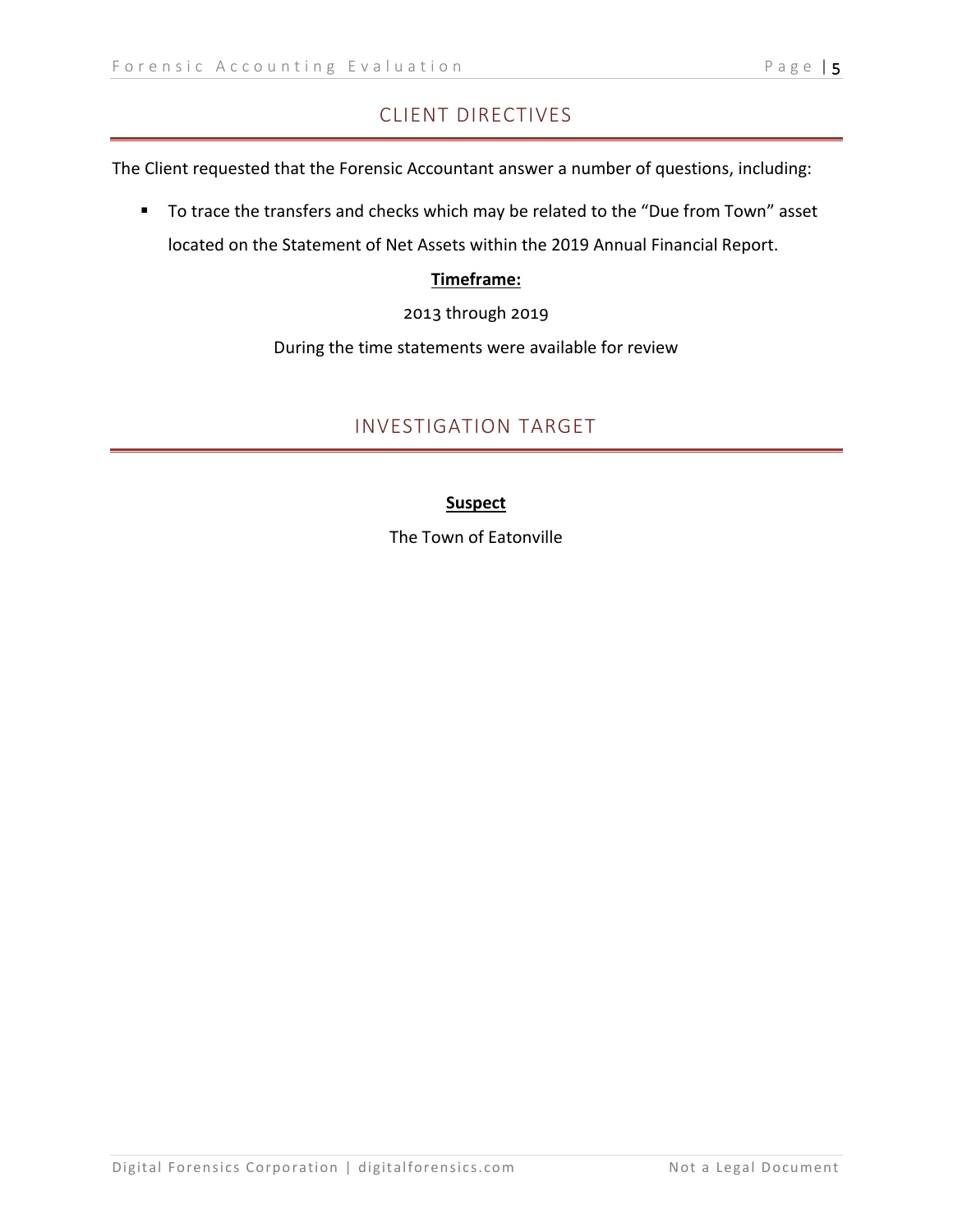## CLIENT DIRECTIVES

The Client requested that the Forensic Accountant answer a number of questions, including:

- To trace the transfers and checks which may be related to the "Due from Town" asset located on the Statement of Net Assets within the 2019 Annual Financial Report.

**Timeframe:**

2013 through 2019

During the time statements were available for review

## INVESTIGATION TARGET

**Suspect**

The Town of Eatonville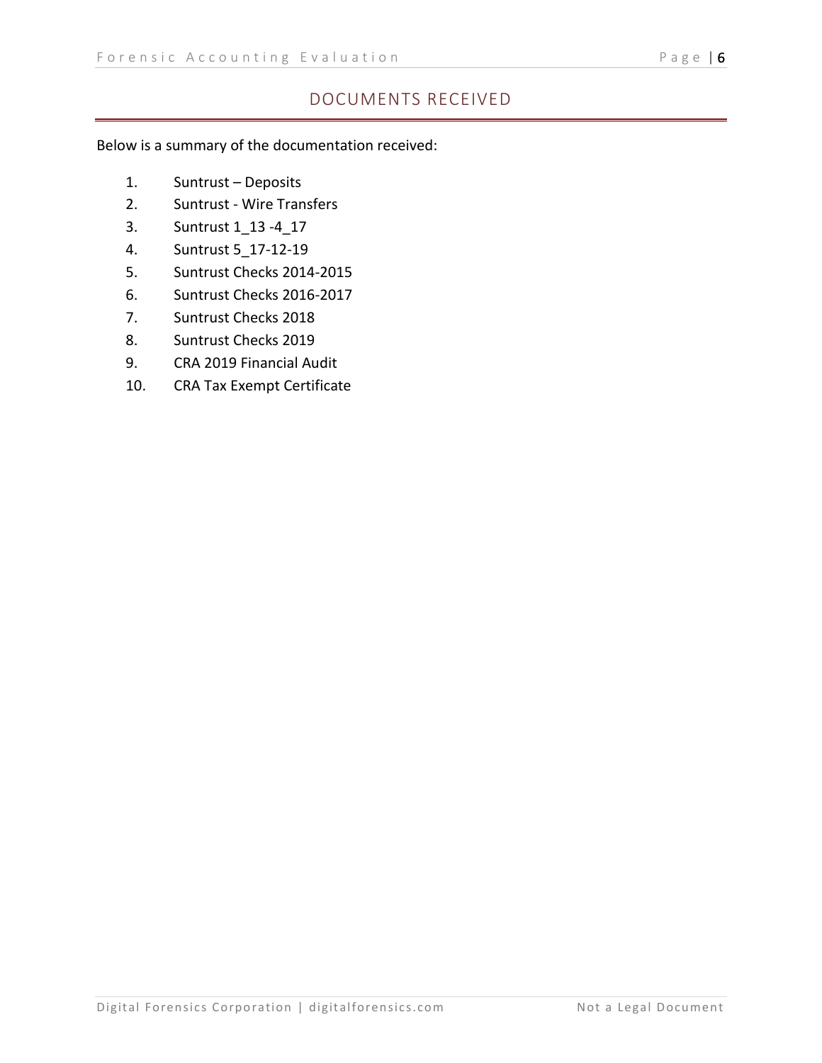## DOCUMENTS RECEIVED

Below is a summary of the documentation received:

1. Suntrust – Deposits
2. Suntrust - Wire Transfers
3. Suntrust 1_13 -4_17
4. Suntrust 5_17-12-19
5. Suntrust Checks 2014-2015
6. Suntrust Checks 2016-2017
7. Suntrust Checks 2018
8. Suntrust Checks 2019
9. CRA 2019 Financial Audit
10. CRA Tax Exempt Certificate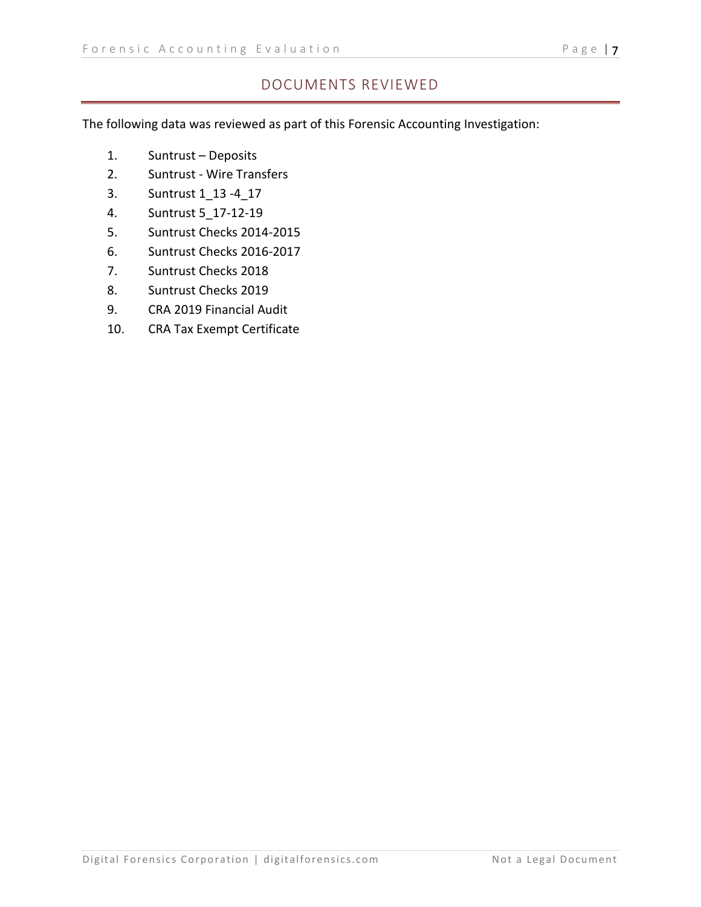## DOCUMENTS REVIEWED

The following data was reviewed as part of this Forensic Accounting Investigation:

1. Suntrust – Deposits
2. Suntrust - Wire Transfers
3. Suntrust 1_13 -4_17
4. Suntrust 5_17-12-19
5. Suntrust Checks 2014-2015
6. Suntrust Checks 2016-2017
7. Suntrust Checks 2018
8. Suntrust Checks 2019
9. CRA 2019 Financial Audit
10. CRA Tax Exempt Certificate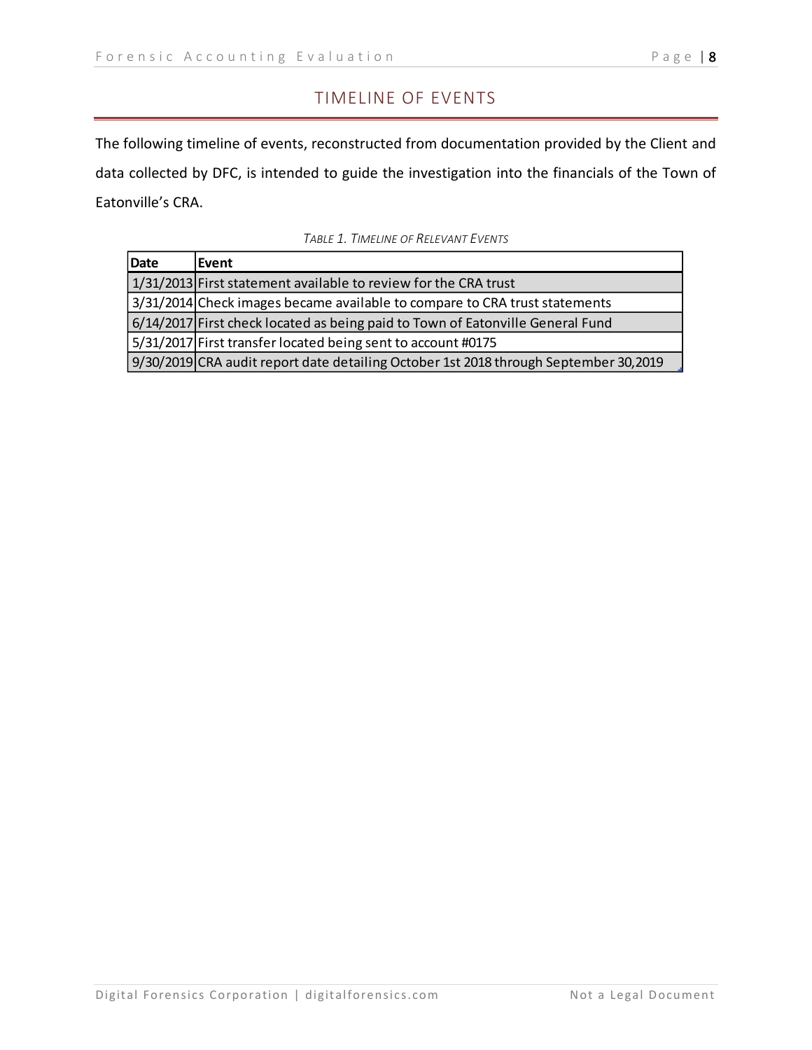## TIMELINE OF EVENTS

The following timeline of events, reconstructed from documentation provided by the Client and data collected by DFC, is intended to guide the investigation into the financials of the Town of Eatonville's CRA.

*TABLE 1. TIMELINE OF RELEVANT EVENTS*

| Date | Event |
| --- | --- |
| 1/31/2013 | First statement available to review for the CRA trust |
| 3/31/2014 | Check images became available to compare to CRA trust statements |
| 6/14/2017 | First check located as being paid to Town of Eatonville General Fund |
| 5/31/2017 | First transfer located being sent to account #0175 |
| 9/30/2019 | CRA audit report date detailing October 1st 2018 through September 30,2019 |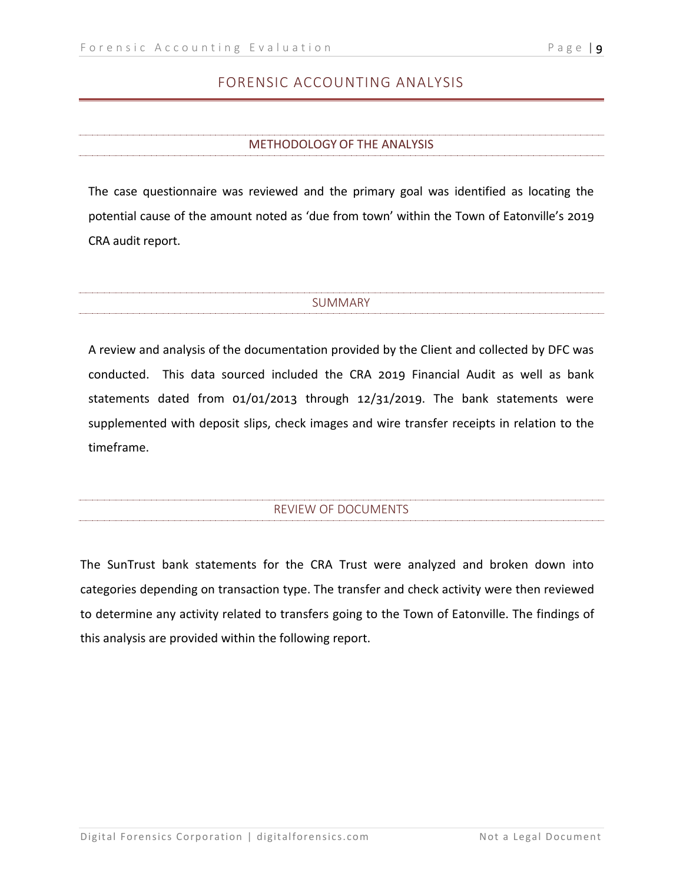# FORENSIC ACCOUNTING ANALYSIS

## METHODOLOGY OF THE ANALYSIS

The case questionnaire was reviewed and the primary goal was identified as locating the potential cause of the amount noted as 'due from town' within the Town of Eatonville's 2019 CRA audit report.

## SUMMARY

A review and analysis of the documentation provided by the Client and collected by DFC was conducted. This data sourced included the CRA 2019 Financial Audit as well as bank statements dated from 01/01/2013 through 12/31/2019. The bank statements were supplemented with deposit slips, check images and wire transfer receipts in relation to the timeframe.

## REVIEW OF DOCUMENTS

The SunTrust bank statements for the CRA Trust were analyzed and broken down into categories depending on transaction type. The transfer and check activity were then reviewed to determine any activity related to transfers going to the Town of Eatonville. The findings of this analysis are provided within the following report.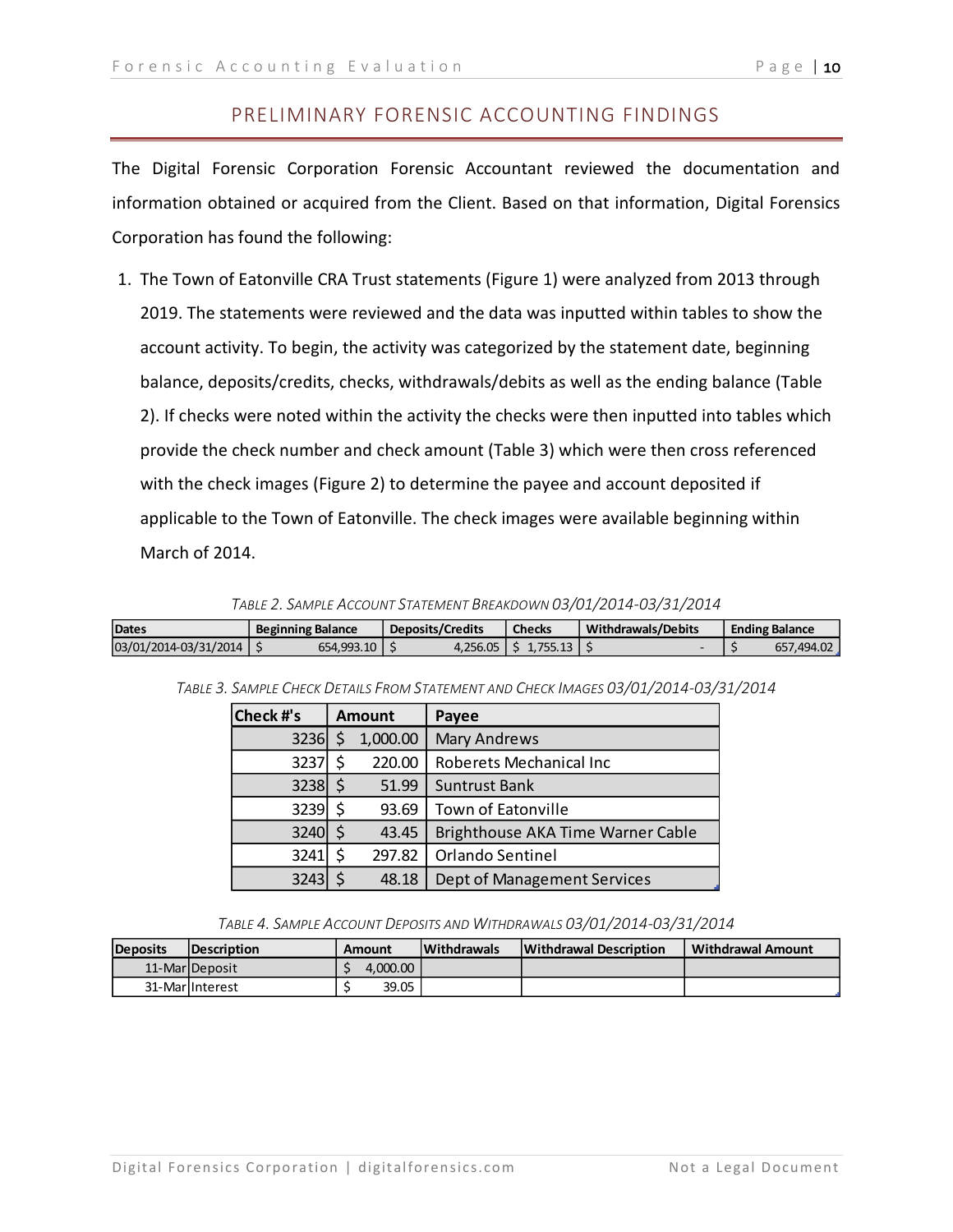## PRELIMINARY FORENSIC ACCOUNTING FINDINGS

The Digital Forensic Corporation Forensic Accountant reviewed the documentation and information obtained or acquired from the Client. Based on that information, Digital Forensics Corporation has found the following:

1. The Town of Eatonville CRA Trust statements (Figure 1) were analyzed from 2013 through 2019. The statements were reviewed and the data was inputted within tables to show the account activity. To begin, the activity was categorized by the statement date, beginning balance, deposits/credits, checks, withdrawals/debits as well as the ending balance (Table 2). If checks were noted within the activity the checks were then inputted into tables which provide the check number and check amount (Table 3) which were then cross referenced with the check images (Figure 2) to determine the payee and account deposited if applicable to the Town of Eatonville. The check images were available beginning within March of 2014.

*Table 2. Sample Account Statement Breakdown 03/01/2014-03/31/2014*

| Dates | Beginning Balance | Deposits/Credits | Checks | Withdrawals/Debits | Ending Balance |
|---|---|---|---|---|---|
| 03/01/2014-03/31/2014 | $ 654,993.10 | $ 4,256.05 | $ 1,755.13 | $ - | $ 657,494.02 |

*Table 3. Sample Check Details From Statement and Check Images 03/01/2014-03/31/2014*

| Check #'s | Amount | Payee |
|---|---|---|
| 3236 | $ 1,000.00 | Mary Andrews |
| 3237 | $ 220.00 | Roberets Mechanical Inc |
| 3238 | $ 51.99 | Suntrust Bank |
| 3239 | $ 93.69 | Town of Eatonville |
| 3240 | $ 43.45 | Brighthouse AKA Time Warner Cable |
| 3241 | $ 297.82 | Orlando Sentinel |
| 3243 | $ 48.18 | Dept of Management Services |

*Table 4. Sample Account Deposits and Withdrawals 03/01/2014-03/31/2014*

| Deposits | Description | Amount | Withdrawals | Withdrawal Description | Withdrawal Amount |
|---|---|---|---|---|---|
| 11-Mar | Deposit | $ 4,000.00 | | | |
| 31-Mar | Interest | $ 39.05 | | | |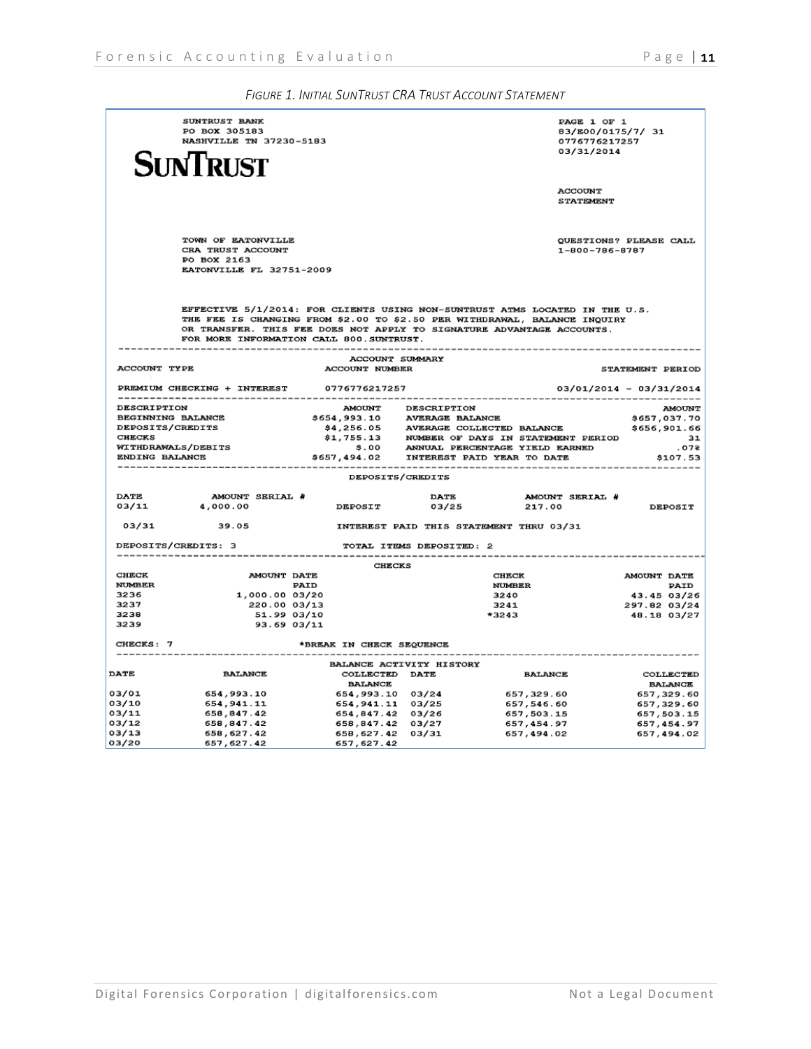*FIGURE 1. INITIAL SUNTRUST CRA TRUST ACCOUNT STATEMENT*

SUNTRUST BANK
PO BOX 305183
NASHVILLE TN 37230-5183

**SUNTRUST**

PAGE 1 OF 1
83/E00/0175/7/ 31
0776776217257
03/31/2014

ACCOUNT
STATEMENT

TOWN OF EATONVILLE
CRA TRUST ACCOUNT
PO BOX 2163
EATONVILLE FL 32751-2009

QUESTIONS? PLEASE CALL
1-800-786-8787

EFFECTIVE 5/1/2014: FOR CLIENTS USING NON-SUNTRUST ATMS LOCATED IN THE U.S. THE FEE IS CHANGING FROM $2.00 TO $2.50 PER WITHDRAWAL, BALANCE INQUIRY OR TRANSFER. THIS FEE DOES NOT APPLY TO SIGNATURE ADVANTAGE ACCOUNTS. FOR MORE INFORMATION CALL 800.SUNTRUST.

**ACCOUNT SUMMARY**

| ACCOUNT TYPE | ACCOUNT NUMBER | STATEMENT PERIOD |
|---|---|---|
| PREMIUM CHECKING + INTEREST | 0776776217257 | 03/01/2014 - 03/31/2014 |

| DESCRIPTION | AMOUNT | DESCRIPTION | AMOUNT |
|---|---|---|---|
| BEGINNING BALANCE | $654,993.10 | AVERAGE BALANCE | $657,037.70 |
| DEPOSITS/CREDITS | $4,256.05 | AVERAGE COLLECTED BALANCE | $656,901.66 |
| CHECKS | $1,755.13 | NUMBER OF DAYS IN STATEMENT PERIOD | 31 |
| WITHDRAWALS/DEBITS | $.00 | ANNUAL PERCENTAGE YIELD EARNED | .07% |
| ENDING BALANCE | $657,494.02 | INTEREST PAID YEAR TO DATE | $107.53 |

**DEPOSITS/CREDITS**

| DATE | AMOUNT | SERIAL # | | DATE | AMOUNT | SERIAL # | |
|---|---|---|---|---|---|---|---|
| 03/11 | 4,000.00 | | DEPOSIT | 03/25 | 217.00 | | DEPOSIT |
| 03/31 | 39.05 | | INTEREST PAID THIS STATEMENT THRU 03/31 | | | | |

DEPOSITS/CREDITS: 3 TOTAL ITEMS DEPOSITED: 2

**CHECKS**

| CHECK NUMBER | AMOUNT | DATE PAID | CHECK NUMBER | AMOUNT | DATE PAID |
|---|---|---|---|---|---|
| 3236 | 1,000.00 | 03/20 | 3240 | 43.45 | 03/26 |
| 3237 | 220.00 | 03/13 | 3241 | 297.82 | 03/24 |
| 3238 | 51.99 | 03/10 | *3243 | 48.18 | 03/27 |
| 3239 | 93.69 | 03/11 | | | |

CHECKS: 7 *BREAK IN CHECK SEQUENCE

**BALANCE ACTIVITY HISTORY**

| DATE | BALANCE | COLLECTED BALANCE | DATE | BALANCE | COLLECTED BALANCE |
|---|---|---|---|---|---|
| 03/01 | 654,993.10 | 654,993.10 | 03/24 | 657,329.60 | 657,329.60 |
| 03/10 | 654,941.11 | 654,941.11 | 03/25 | 657,546.60 | 657,329.60 |
| 03/11 | 658,847.42 | 654,847.42 | 03/26 | 657,503.15 | 657,503.15 |
| 03/12 | 658,847.42 | 658,847.42 | 03/27 | 657,454.97 | 657,454.97 |
| 03/13 | 658,627.42 | 658,627.42 | 03/31 | 657,494.02 | 657,494.02 |
| 03/20 | 657,627.42 | 657,627.42 | | | |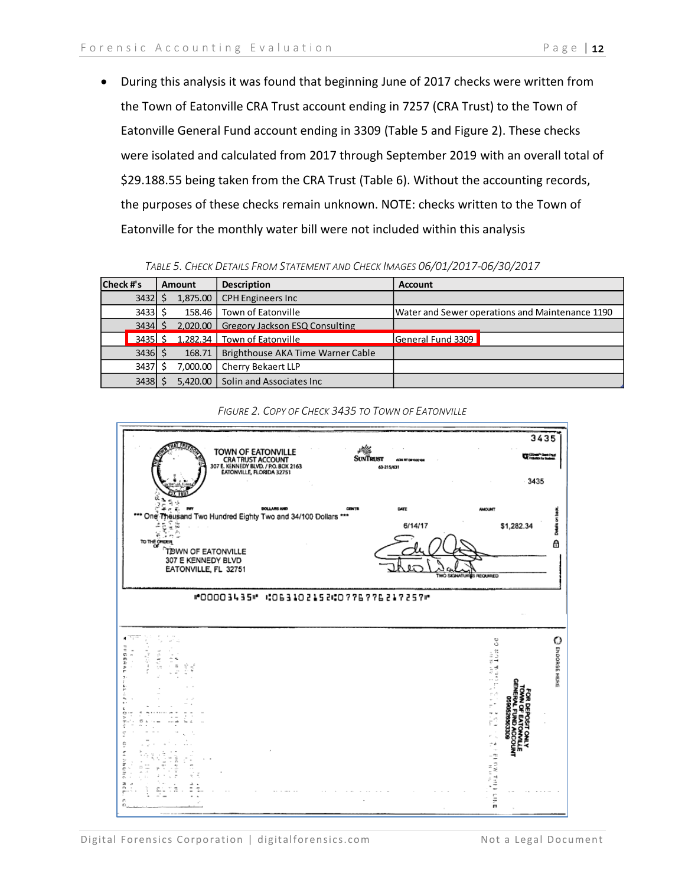- During this analysis it was found that beginning June of 2017 checks were written from the Town of Eatonville CRA Trust account ending in 7257 (CRA Trust) to the Town of Eatonville General Fund account ending in 3309 (Table 5 and Figure 2). These checks were isolated and calculated from 2017 through September 2019 with an overall total of $29.188.55 being taken from the CRA Trust (Table 6). Without the accounting records, the purposes of these checks remain unknown. NOTE: checks written to the Town of Eatonville for the monthly water bill were not included within this analysis

*Table 5. Check Details From Statement and Check Images 06/01/2017-06/30/2017*

| Check #'s | Amount | Description | Account |
|---|---|---|---|
| 3432 | $ 1,875.00 | CPH Engineers Inc | |
| 3433 | $ 158.46 | Town of Eatonville | Water and Sewer operations and Maintenance 1190 |
| 3434 | $ 2,020.00 | Gregory Jackson ESQ Consulting | |
| 3435 | $ 1,282.34 | Town of Eatonville | General Fund 3309 |
| 3436 | $ 168.71 | Brighthouse AKA Time Warner Cable | |
| 3437 | $ 7,000.00 | Cherry Bekaert LLP | |
| 3438 | $ 5,420.00 | Solin and Associates Inc | |

*Figure 2. Copy of Check 3435 to Town of Eatonville*

TOWN OF EATONVILLE
CRA TRUST ACCOUNT
307 E. KENNEDY BLVD. / P.O. BOX 2163
EATONVILLE, FLORIDA 32751

SUNTRUST
63-215/631

3435

*** One Thousand Two Hundred Eighty Two and 34/100 Dollars ***

DATE 6/14/17 AMOUNT $1,282.34

TO THE ORDER OF
TOWN OF EATONVILLE
307 E KENNEDY BLVD
EATONVILLE, FL 32751

TWO SIGNATURES REQUIRED

⑈00003435⑈ ⑆063102152⑆0776776217257⑈

ENDORSE HERE

FOR DEPOSIT ONLY
TOWN OF EATONVILLE
GENERAL FUND ACCOUNT
0590526563309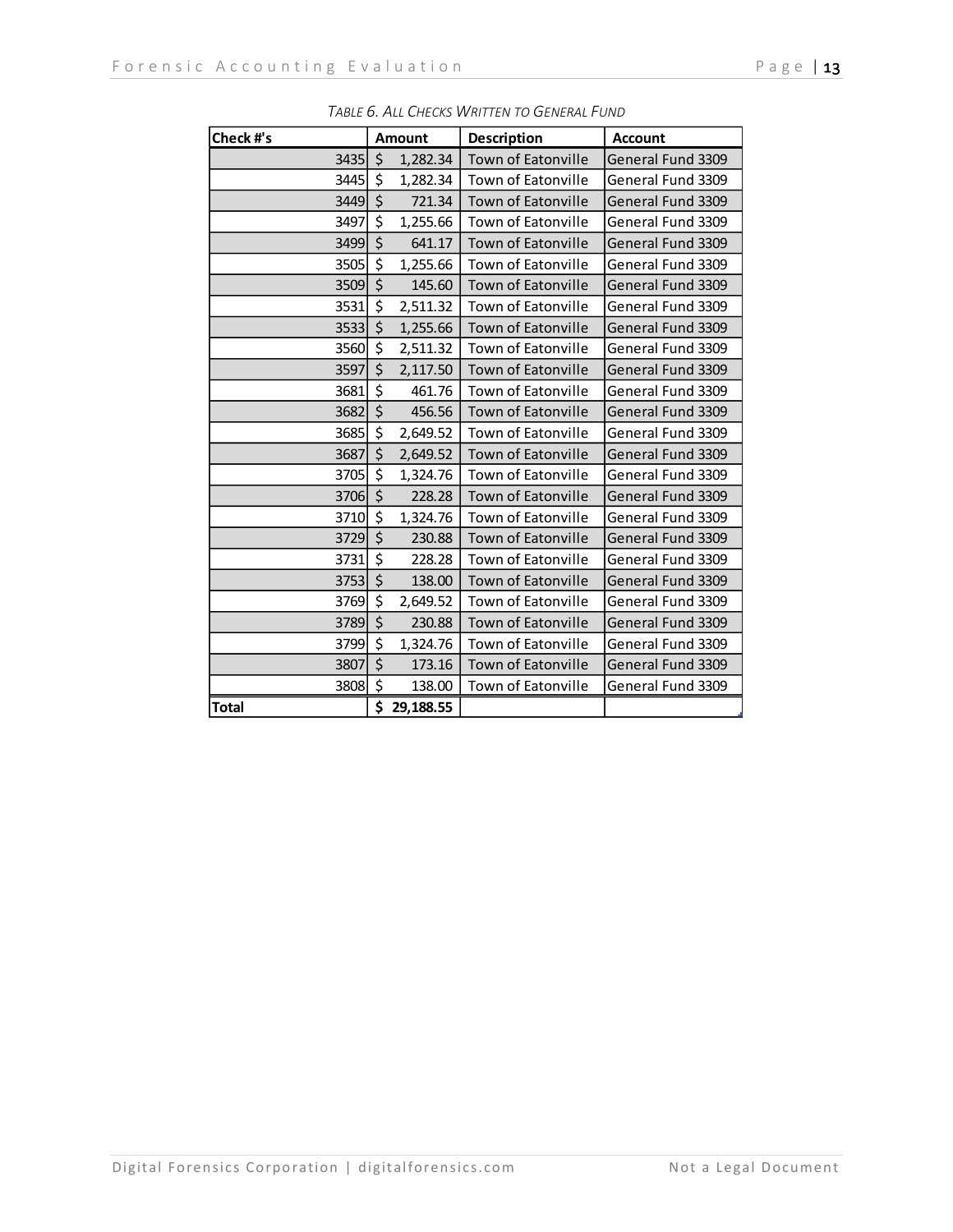*TABLE 6. ALL CHECKS WRITTEN TO GENERAL FUND*

| Check #'s | Amount | Description | Account |
|---|---|---|---|
| 3435 | $ 1,282.34 | Town of Eatonville | General Fund 3309 |
| 3445 | $ 1,282.34 | Town of Eatonville | General Fund 3309 |
| 3449 | $ 721.34 | Town of Eatonville | General Fund 3309 |
| 3497 | $ 1,255.66 | Town of Eatonville | General Fund 3309 |
| 3499 | $ 641.17 | Town of Eatonville | General Fund 3309 |
| 3505 | $ 1,255.66 | Town of Eatonville | General Fund 3309 |
| 3509 | $ 145.60 | Town of Eatonville | General Fund 3309 |
| 3531 | $ 2,511.32 | Town of Eatonville | General Fund 3309 |
| 3533 | $ 1,255.66 | Town of Eatonville | General Fund 3309 |
| 3560 | $ 2,511.32 | Town of Eatonville | General Fund 3309 |
| 3597 | $ 2,117.50 | Town of Eatonville | General Fund 3309 |
| 3681 | $ 461.76 | Town of Eatonville | General Fund 3309 |
| 3682 | $ 456.56 | Town of Eatonville | General Fund 3309 |
| 3685 | $ 2,649.52 | Town of Eatonville | General Fund 3309 |
| 3687 | $ 2,649.52 | Town of Eatonville | General Fund 3309 |
| 3705 | $ 1,324.76 | Town of Eatonville | General Fund 3309 |
| 3706 | $ 228.28 | Town of Eatonville | General Fund 3309 |
| 3710 | $ 1,324.76 | Town of Eatonville | General Fund 3309 |
| 3729 | $ 230.88 | Town of Eatonville | General Fund 3309 |
| 3731 | $ 228.28 | Town of Eatonville | General Fund 3309 |
| 3753 | $ 138.00 | Town of Eatonville | General Fund 3309 |
| 3769 | $ 2,649.52 | Town of Eatonville | General Fund 3309 |
| 3789 | $ 230.88 | Town of Eatonville | General Fund 3309 |
| 3799 | $ 1,324.76 | Town of Eatonville | General Fund 3309 |
| 3807 | $ 173.16 | Town of Eatonville | General Fund 3309 |
| 3808 | $ 138.00 | Town of Eatonville | General Fund 3309 |
| **Total** | **$ 29,188.55** | | |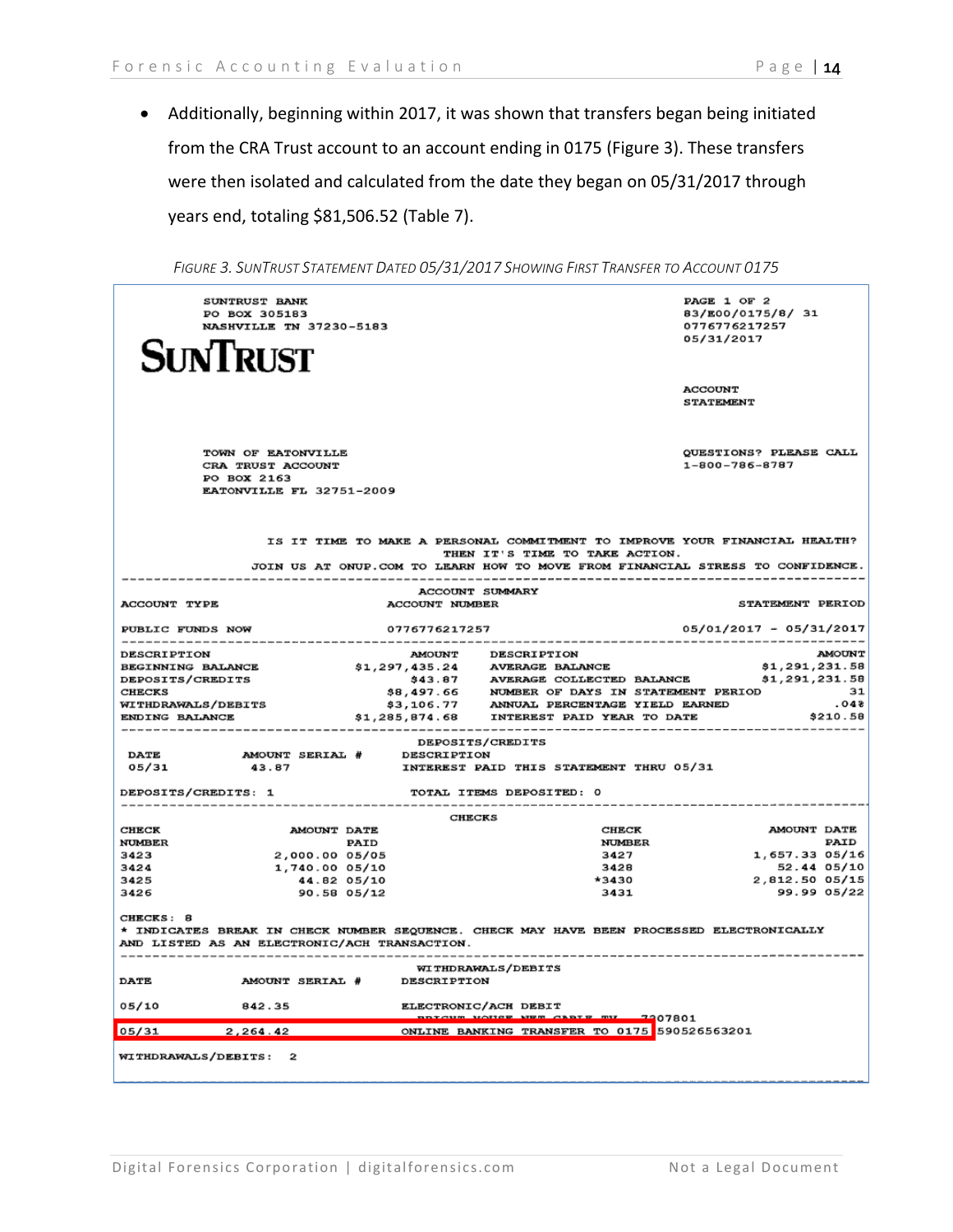- Additionally, beginning within 2017, it was shown that transfers began being initiated from the CRA Trust account to an account ending in 0175 (Figure 3). These transfers were then isolated and calculated from the date they began on 05/31/2017 through years end, totaling $81,506.52 (Table 7).

*FIGURE 3. SUNTRUST STATEMENT DATED 05/31/2017 SHOWING FIRST TRANSFER TO ACCOUNT 0175*

```
SUNTRUST BANK                                                     PAGE 1 OF 2
PO BOX 305183                                                     83/E00/0175/8/ 31
NASHVILLE TN 37230-5183                                           0776776217257
                                                                  05/31/2017
SUNTRUST

                                                                  ACCOUNT
                                                                  STATEMENT

TOWN OF EATONVILLE                                                QUESTIONS? PLEASE CALL
CRA TRUST ACCOUNT                                                 1-800-786-8787
PO BOX 2163
EATONVILLE FL 32751-2009

          IS IT TIME TO MAKE A PERSONAL COMMITMENT TO IMPROVE YOUR FINANCIAL HEALTH?
                              THEN IT'S TIME TO TAKE ACTION.
        JOIN US AT ONUP.COM TO LEARN HOW TO MOVE FROM FINANCIAL STRESS TO CONFIDENCE.
------------------------------------------------------------------------------------
                                  ACCOUNT SUMMARY
ACCOUNT TYPE                  ACCOUNT NUMBER                        STATEMENT PERIOD

PUBLIC FUNDS NOW              0776776217257                  05/01/2017 - 05/31/2017
------------------------------------------------------------------------------------
DESCRIPTION                      AMOUNT  DESCRIPTION                          AMOUNT
BEGINNING BALANCE         $1,297,435.24  AVERAGE BALANCE                $1,291,231.58
DEPOSITS/CREDITS                 $43.87  AVERAGE COLLECTED BALANCE      $1,291,231.58
CHECKS                        $8,497.66  NUMBER OF DAYS IN STATEMENT PERIOD       31
WITHDRAWALS/DEBITS            $3,106.77  ANNUAL PERCENTAGE YIELD EARNED         .04%
ENDING BALANCE            $1,285,874.68  INTEREST PAID YEAR TO DATE          $210.58
------------------------------------------------------------------------------------
                                  DEPOSITS/CREDITS
 DATE        AMOUNT SERIAL #     DESCRIPTION
 05/31        43.87              INTEREST PAID THIS STATEMENT THRU 05/31

DEPOSITS/CREDITS: 1                TOTAL ITEMS DEPOSITED: 0
------------------------------------------------------------------------------------
                                      CHECKS
CHECK              AMOUNT DATE                    CHECK                AMOUNT DATE
NUMBER                    PAID                    NUMBER                      PAID
3423             2,000.00 05/05                   3427               1,657.33 05/16
3424             1,740.00 05/10                   3428                  52.44 05/10
3425                44.82 05/10                   *3430              2,812.50 05/15
3426                90.58 05/12                   3431                  99.99 05/22

CHECKS: 8
* INDICATES BREAK IN CHECK NUMBER SEQUENCE. CHECK MAY HAVE BEEN PROCESSED ELECTRONICALLY
AND LISTED AS AN ELECTRONIC/ACH TRANSACTION.
------------------------------------------------------------------------------------
                                 WITHDRAWALS/DEBITS
DATE         AMOUNT SERIAL #     DESCRIPTION

05/10        842.35              ELECTRONIC/ACH DEBIT
                                 BRIGHT HOUSE NET CABLE TV      7207801
05/31      2,264.42              ONLINE BANKING TRANSFER TO 0175 590526563201

WITHDRAWALS/DEBITS:  2
------------------------------------------------------------------------------------
```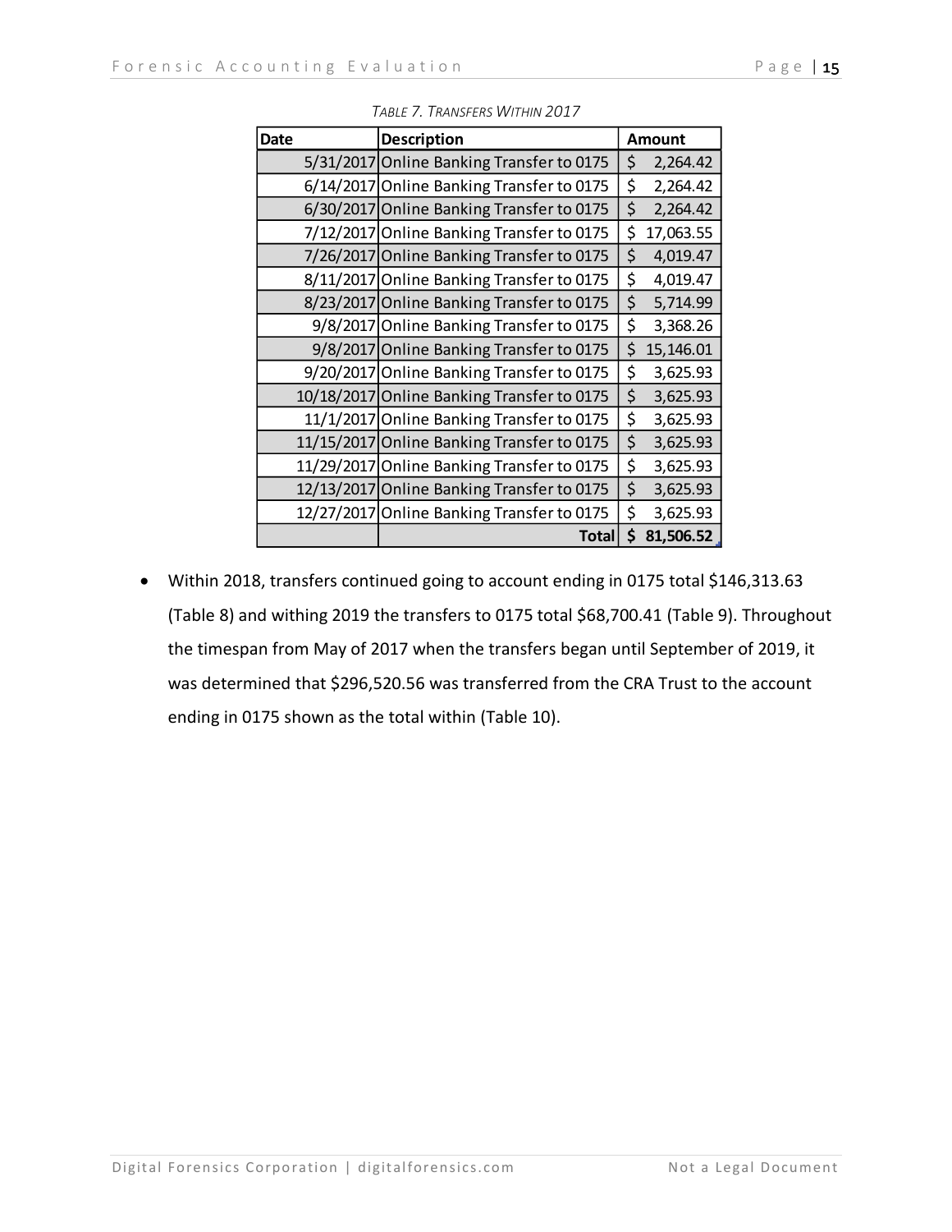*TABLE 7. TRANSFERS WITHIN 2017*

| Date | Description | Amount |
|---|---|---|
| 5/31/2017 | Online Banking Transfer to 0175 | $ 2,264.42 |
| 6/14/2017 | Online Banking Transfer to 0175 | $ 2,264.42 |
| 6/30/2017 | Online Banking Transfer to 0175 | $ 2,264.42 |
| 7/12/2017 | Online Banking Transfer to 0175 | $ 17,063.55 |
| 7/26/2017 | Online Banking Transfer to 0175 | $ 4,019.47 |
| 8/11/2017 | Online Banking Transfer to 0175 | $ 4,019.47 |
| 8/23/2017 | Online Banking Transfer to 0175 | $ 5,714.99 |
| 9/8/2017 | Online Banking Transfer to 0175 | $ 3,368.26 |
| 9/8/2017 | Online Banking Transfer to 0175 | $ 15,146.01 |
| 9/20/2017 | Online Banking Transfer to 0175 | $ 3,625.93 |
| 10/18/2017 | Online Banking Transfer to 0175 | $ 3,625.93 |
| 11/1/2017 | Online Banking Transfer to 0175 | $ 3,625.93 |
| 11/15/2017 | Online Banking Transfer to 0175 | $ 3,625.93 |
| 11/29/2017 | Online Banking Transfer to 0175 | $ 3,625.93 |
| 12/13/2017 | Online Banking Transfer to 0175 | $ 3,625.93 |
| 12/27/2017 | Online Banking Transfer to 0175 | $ 3,625.93 |
| | **Total** | **$ 81,506.52** |

- Within 2018, transfers continued going to account ending in 0175 total $146,313.63 (Table 8) and withing 2019 the transfers to 0175 total $68,700.41 (Table 9). Throughout the timespan from May of 2017 when the transfers began until September of 2019, it was determined that $296,520.56 was transferred from the CRA Trust to the account ending in 0175 shown as the total within (Table 10).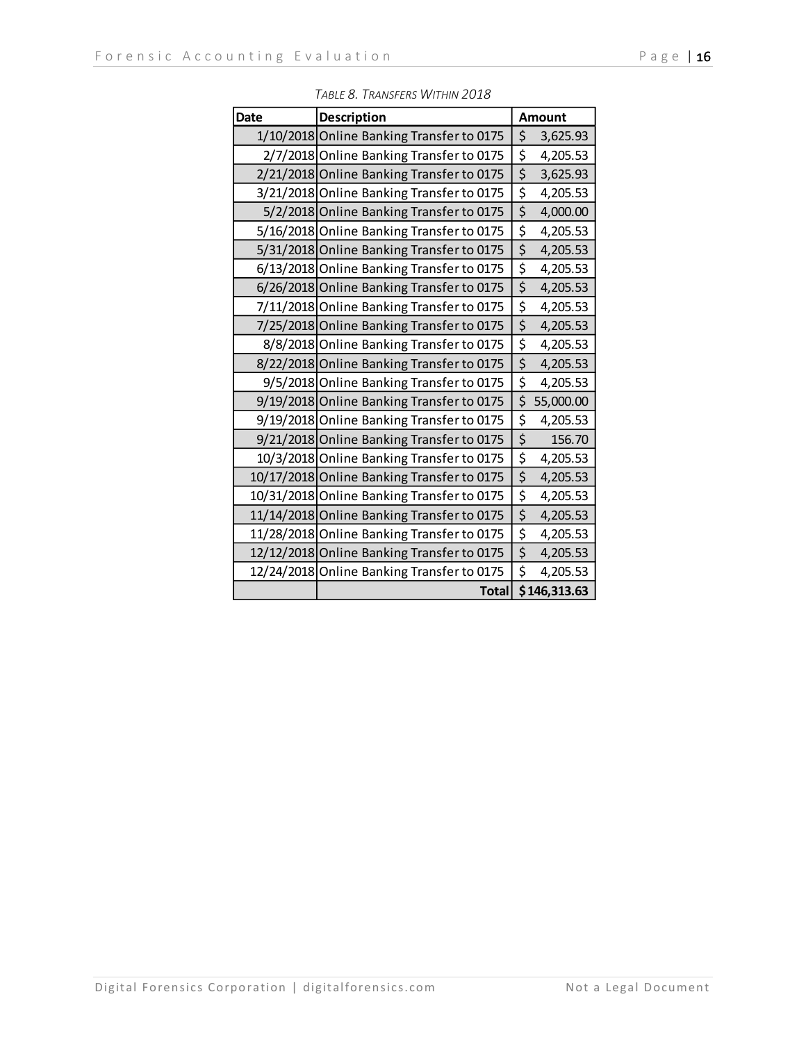*Table 8. Transfers Within 2018*

| Date | Description | Amount |
|---|---|---|
| 1/10/2018 | Online Banking Transfer to 0175 | $ 3,625.93 |
| 2/7/2018 | Online Banking Transfer to 0175 | $ 4,205.53 |
| 2/21/2018 | Online Banking Transfer to 0175 | $ 3,625.93 |
| 3/21/2018 | Online Banking Transfer to 0175 | $ 4,205.53 |
| 5/2/2018 | Online Banking Transfer to 0175 | $ 4,000.00 |
| 5/16/2018 | Online Banking Transfer to 0175 | $ 4,205.53 |
| 5/31/2018 | Online Banking Transfer to 0175 | $ 4,205.53 |
| 6/13/2018 | Online Banking Transfer to 0175 | $ 4,205.53 |
| 6/26/2018 | Online Banking Transfer to 0175 | $ 4,205.53 |
| 7/11/2018 | Online Banking Transfer to 0175 | $ 4,205.53 |
| 7/25/2018 | Online Banking Transfer to 0175 | $ 4,205.53 |
| 8/8/2018 | Online Banking Transfer to 0175 | $ 4,205.53 |
| 8/22/2018 | Online Banking Transfer to 0175 | $ 4,205.53 |
| 9/5/2018 | Online Banking Transfer to 0175 | $ 4,205.53 |
| 9/19/2018 | Online Banking Transfer to 0175 | $ 55,000.00 |
| 9/19/2018 | Online Banking Transfer to 0175 | $ 4,205.53 |
| 9/21/2018 | Online Banking Transfer to 0175 | $ 156.70 |
| 10/3/2018 | Online Banking Transfer to 0175 | $ 4,205.53 |
| 10/17/2018 | Online Banking Transfer to 0175 | $ 4,205.53 |
| 10/31/2018 | Online Banking Transfer to 0175 | $ 4,205.53 |
| 11/14/2018 | Online Banking Transfer to 0175 | $ 4,205.53 |
| 11/28/2018 | Online Banking Transfer to 0175 | $ 4,205.53 |
| 12/12/2018 | Online Banking Transfer to 0175 | $ 4,205.53 |
| 12/24/2018 | Online Banking Transfer to 0175 | $ 4,205.53 |
| | **Total** | **$146,313.63** |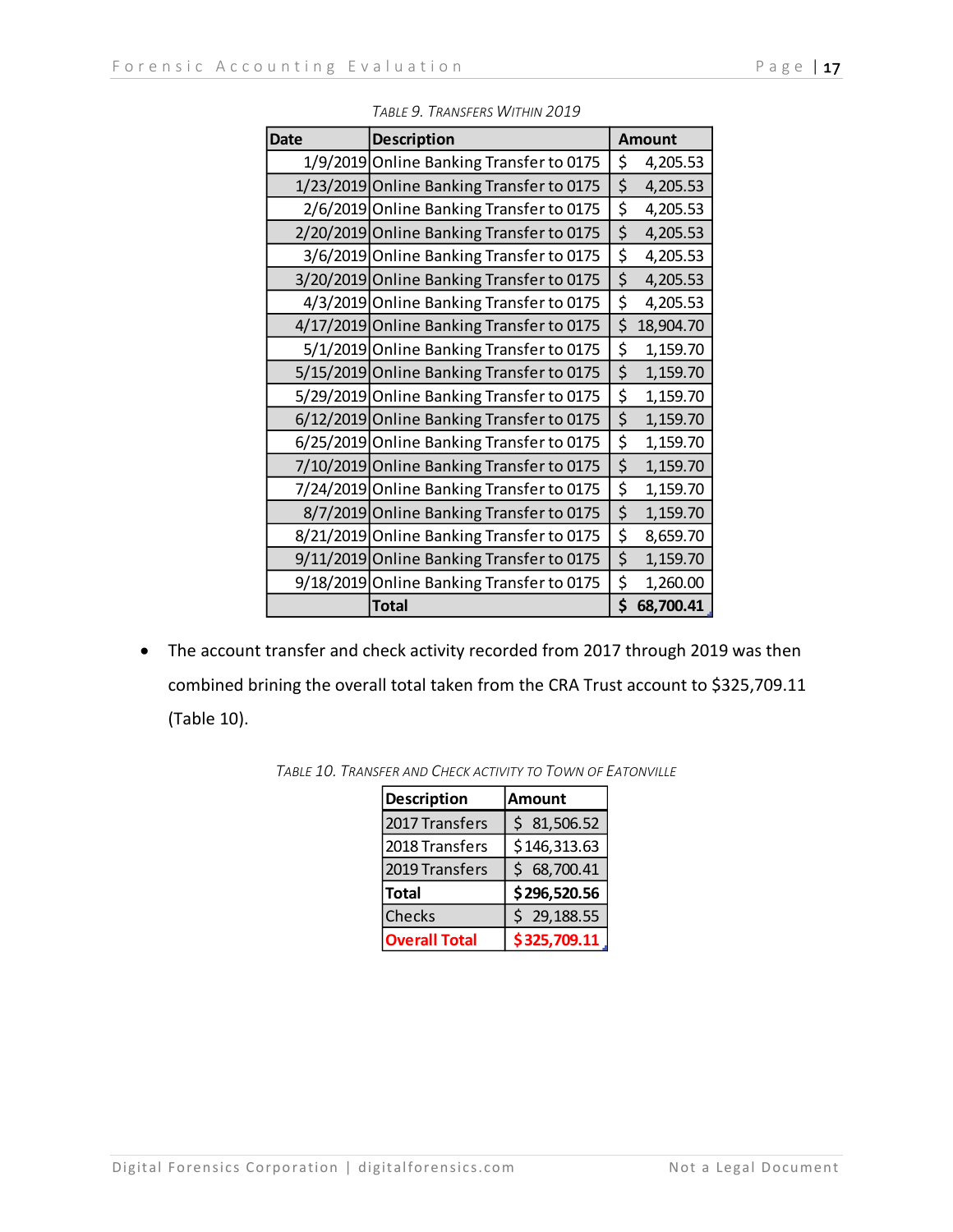*TABLE 9. TRANSFERS WITHIN 2019*

| Date | Description | Amount |
|---|---|---|
| 1/9/2019 | Online Banking Transfer to 0175 | $ 4,205.53 |
| 1/23/2019 | Online Banking Transfer to 0175 | $ 4,205.53 |
| 2/6/2019 | Online Banking Transfer to 0175 | $ 4,205.53 |
| 2/20/2019 | Online Banking Transfer to 0175 | $ 4,205.53 |
| 3/6/2019 | Online Banking Transfer to 0175 | $ 4,205.53 |
| 3/20/2019 | Online Banking Transfer to 0175 | $ 4,205.53 |
| 4/3/2019 | Online Banking Transfer to 0175 | $ 4,205.53 |
| 4/17/2019 | Online Banking Transfer to 0175 | $ 18,904.70 |
| 5/1/2019 | Online Banking Transfer to 0175 | $ 1,159.70 |
| 5/15/2019 | Online Banking Transfer to 0175 | $ 1,159.70 |
| 5/29/2019 | Online Banking Transfer to 0175 | $ 1,159.70 |
| 6/12/2019 | Online Banking Transfer to 0175 | $ 1,159.70 |
| 6/25/2019 | Online Banking Transfer to 0175 | $ 1,159.70 |
| 7/10/2019 | Online Banking Transfer to 0175 | $ 1,159.70 |
| 7/24/2019 | Online Banking Transfer to 0175 | $ 1,159.70 |
| 8/7/2019 | Online Banking Transfer to 0175 | $ 1,159.70 |
| 8/21/2019 | Online Banking Transfer to 0175 | $ 8,659.70 |
| 9/11/2019 | Online Banking Transfer to 0175 | $ 1,159.70 |
| 9/18/2019 | Online Banking Transfer to 0175 | $ 1,260.00 |
| | **Total** | **$ 68,700.41** |

- The account transfer and check activity recorded from 2017 through 2019 was then combined brining the overall total taken from the CRA Trust account to $325,709.11 (Table 10).

*TABLE 10. TRANSFER AND CHECK ACTIVITY TO TOWN OF EATONVILLE*

| Description | Amount |
|---|---|
| 2017 Transfers | $ 81,506.52 |
| 2018 Transfers | $ 146,313.63 |
| 2019 Transfers | $ 68,700.41 |
| **Total** | **$ 296,520.56** |
| Checks | $ 29,188.55 |
| **Overall Total** | **$ 325,709.11** |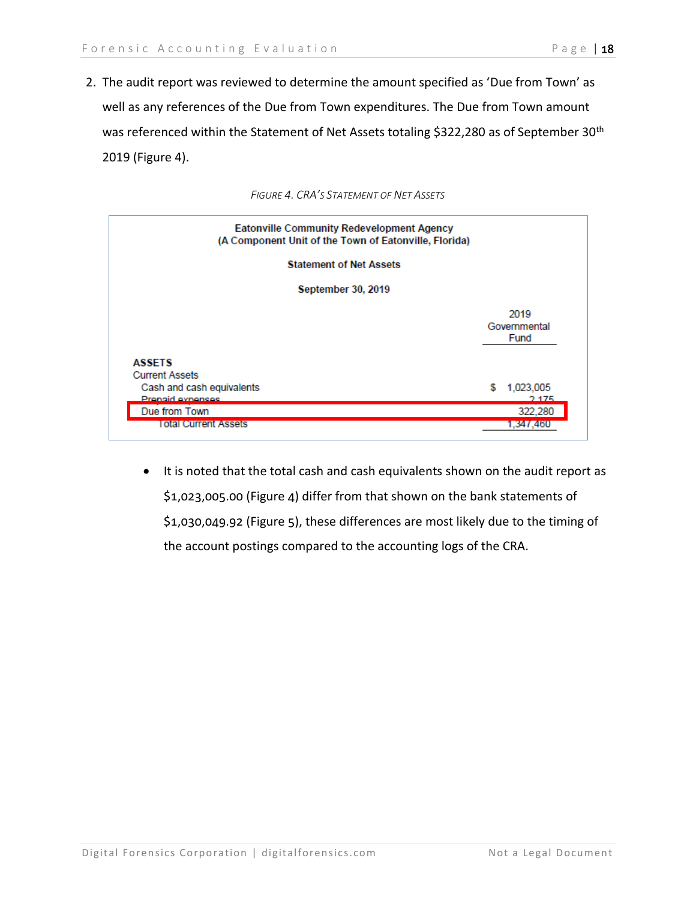2. The audit report was reviewed to determine the amount specified as 'Due from Town' as well as any references of the Due from Town expenditures. The Due from Town amount was referenced within the Statement of Net Assets totaling $322,280 as of September 30th 2019 (Figure 4).

*Figure 4. CRA's Statement of Net Assets*

**Eatonville Community Redevelopment Agency**
**(A Component Unit of the Town of Eatonville, Florida)**

**Statement of Net Assets**

**September 30, 2019**

| | 2019 Governmental Fund |
|---|---|
| **ASSETS** | |
| Current Assets | |
| Cash and cash equivalents | $ 1,023,005 |
| Prepaid expenses | 2,175 |
| Due from Town | 322,280 |
| Total Current Assets | 1,347,460 |

- It is noted that the total cash and cash equivalents shown on the audit report as $1,023,005.00 (Figure 4) differ from that shown on the bank statements of $1,030,049.92 (Figure 5), these differences are most likely due to the timing of the account postings compared to the accounting logs of the CRA.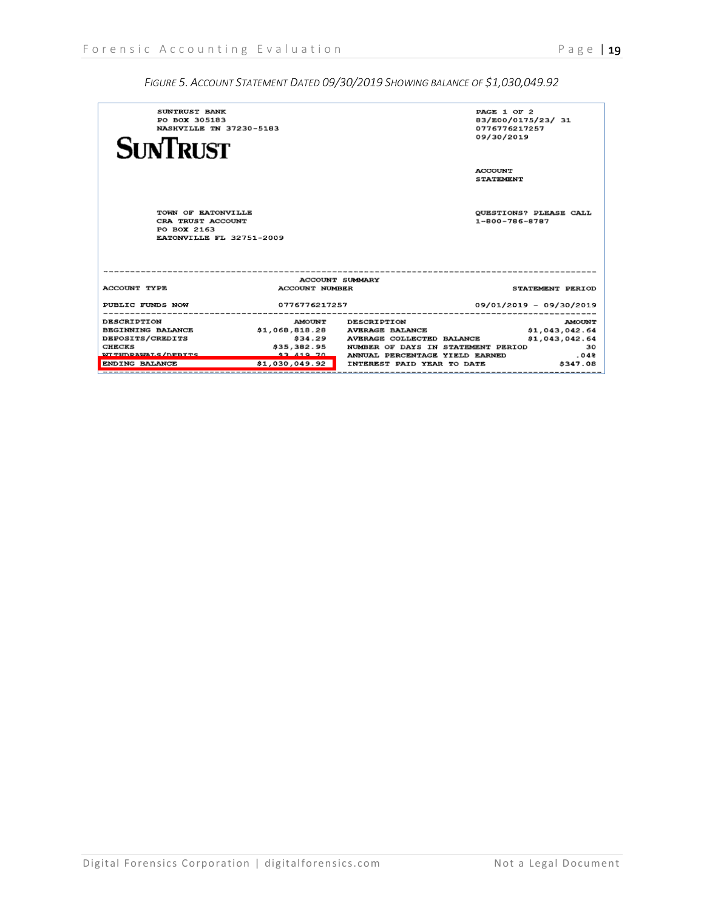*FIGURE 5. ACCOUNT STATEMENT DATED 09/30/2019 SHOWING BALANCE OF $1,030,049.92*

SUNTRUST BANK
PO BOX 305183
NASHVILLE TN 37230-5183

**SUNTRUST**

PAGE 1 OF 2
83/E00/0175/23/ 31
0776776217257
09/30/2019

ACCOUNT
STATEMENT

TOWN OF EATONVILLE
CRA TRUST ACCOUNT
PO BOX 2163
EATONVILLE FL 32751-2009

QUESTIONS? PLEASE CALL
1-800-786-8787

ACCOUNT SUMMARY

| ACCOUNT TYPE | ACCOUNT NUMBER | STATEMENT PERIOD |
|---|---|---|
| PUBLIC FUNDS NOW | 0776776217257 | 09/01/2019 - 09/30/2019 |

| DESCRIPTION | AMOUNT | DESCRIPTION | AMOUNT |
|---|---|---|---|
| BEGINNING BALANCE | $1,068,818.28 | AVERAGE BALANCE | $1,043,042.64 |
| DEPOSITS/CREDITS | $34.29 | AVERAGE COLLECTED BALANCE | $1,043,042.64 |
| CHECKS | $35,382.95 | NUMBER OF DAYS IN STATEMENT PERIOD | 30 |
| WITHDRAWALS/DEBITS | $3,419.70 | ANNUAL PERCENTAGE YIELD EARNED | .04% |
| ENDING BALANCE | $1,030,049.92 | INTEREST PAID YEAR TO DATE | $347.08 |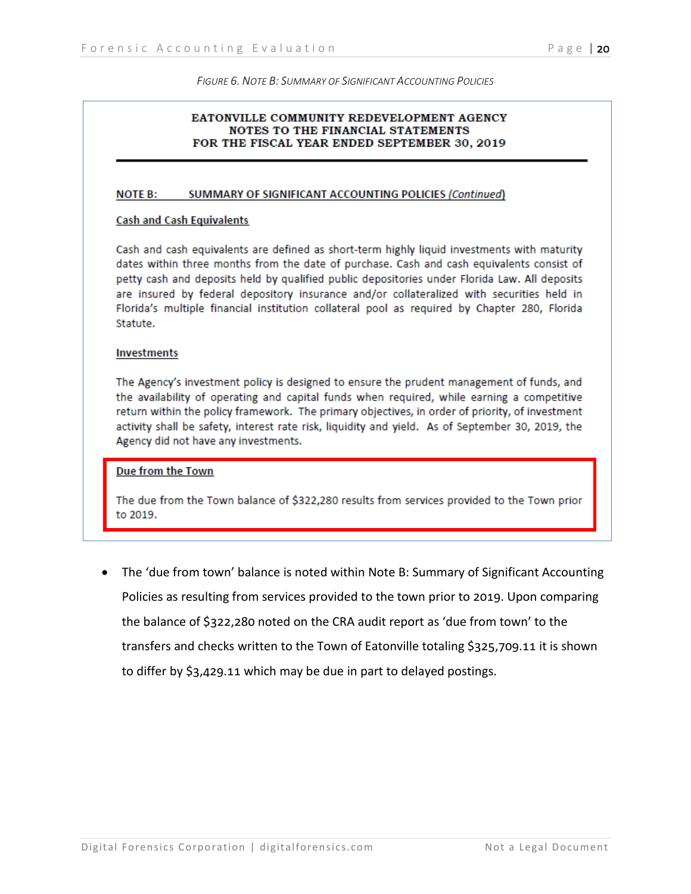*FIGURE 6. NOTE B: SUMMARY OF SIGNIFICANT ACCOUNTING POLICIES*

**EATONVILLE COMMUNITY REDEVELOPMENT AGENCY**
**NOTES TO THE FINANCIAL STATEMENTS**
**FOR THE FISCAL YEAR ENDED SEPTEMBER 30, 2019**

**NOTE B: SUMMARY OF SIGNIFICANT ACCOUNTING POLICIES *(Continued)***

**Cash and Cash Equivalents**

Cash and cash equivalents are defined as short-term highly liquid investments with maturity dates within three months from the date of purchase. Cash and cash equivalents consist of petty cash and deposits held by qualified public depositories under Florida Law. All deposits are insured by federal depository insurance and/or collateralized with securities held in Florida's multiple financial institution collateral pool as required by Chapter 280, Florida Statute.

**Investments**

The Agency's investment policy is designed to ensure the prudent management of funds, and the availability of operating and capital funds when required, while earning a competitive return within the policy framework. The primary objectives, in order of priority, of investment activity shall be safety, interest rate risk, liquidity and yield. As of September 30, 2019, the Agency did not have any investments.

**Due from the Town**

The due from the Town balance of $322,280 results from services provided to the Town prior to 2019.

- The 'due from town' balance is noted within Note B: Summary of Significant Accounting Policies as resulting from services provided to the town prior to 2019. Upon comparing the balance of $322,280 noted on the CRA audit report as 'due from town' to the transfers and checks written to the Town of Eatonville totaling $325,709.11 it is shown to differ by $3,429.11 which may be due in part to delayed postings.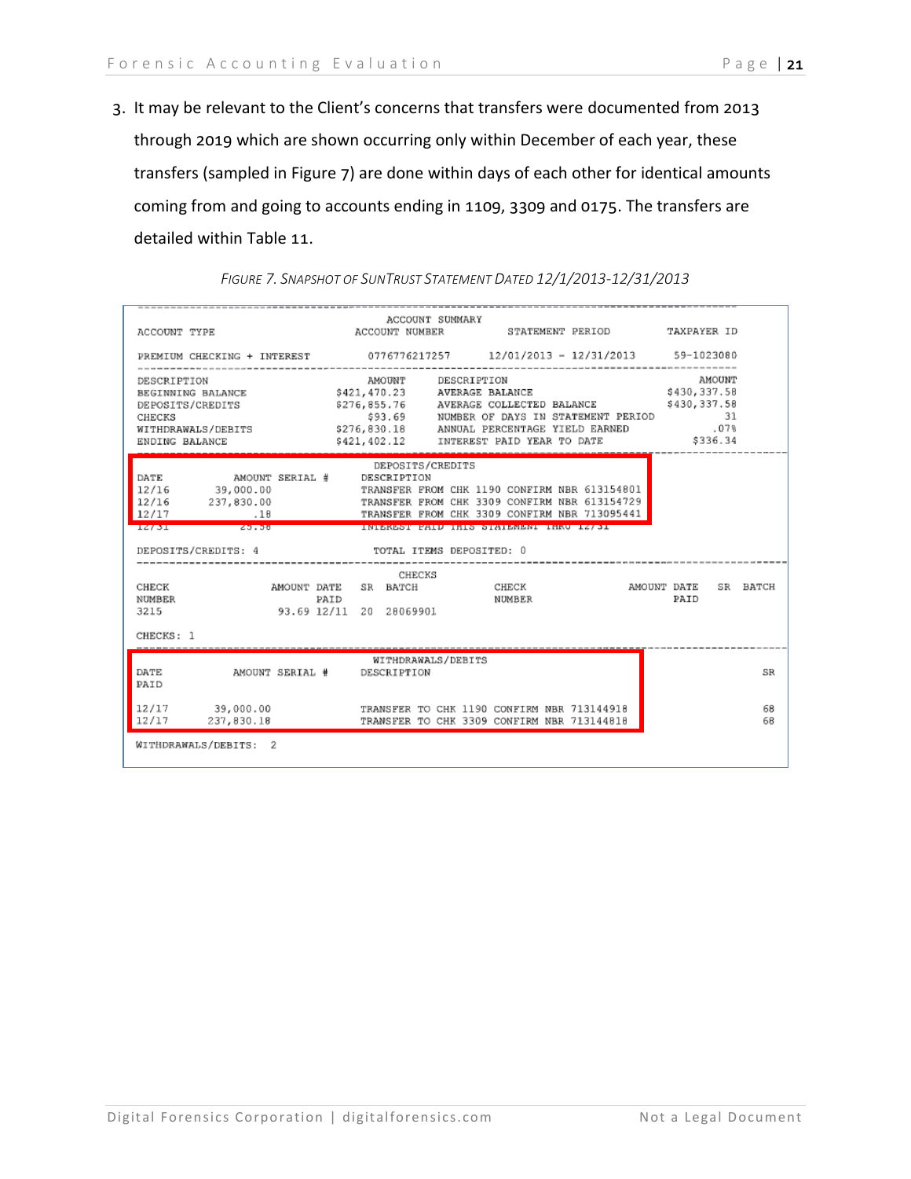3. It may be relevant to the Client's concerns that transfers were documented from 2013 through 2019 which are shown occurring only within December of each year, these transfers (sampled in Figure 7) are done within days of each other for identical amounts coming from and going to accounts ending in 1109, 3309 and 0175. The transfers are detailed within Table 11.

*FIGURE 7. SNAPSHOT OF SUNTRUST STATEMENT DATED 12/1/2013-12/31/2013*

```
                                        ACCOUNT SUMMARY
ACCOUNT TYPE                         ACCOUNT NUMBER        STATEMENT PERIOD        TAXPAYER ID

PREMIUM CHECKING + INTEREST            0776776217257     12/01/2013 - 12/31/2013     59-1023080

DESCRIPTION                           AMOUNT    DESCRIPTION                               AMOUNT
BEGINNING BALANCE                 $421,470.23   AVERAGE BALANCE                        $430,337.58
DEPOSITS/CREDITS                  $276,855.76   AVERAGE COLLECTED BALANCE              $430,337.58
CHECKS                                 $93.69   NUMBER OF DAYS IN STATEMENT PERIOD          31
WITHDRAWALS/DEBITS                $276,830.18   ANNUAL PERCENTAGE YIELD EARNED            .07%
ENDING BALANCE                    $421,402.12   INTEREST PAID YEAR TO DATE              $336.34

                                  DEPOSITS/CREDITS
DATE        AMOUNT SERIAL #     DESCRIPTION
12/16     39,000.00             TRANSFER FROM CHK 1190 CONFIRM NBR 613154801
12/16    237,830.00             TRANSFER FROM CHK 3309 CONFIRM NBR 613154729
12/17          .18              TRANSFER FROM CHK 3309 CONFIRM NBR 713095441
12/31        25.58              INTEREST PAID THIS STATEMENT THRU 12/31

DEPOSITS/CREDITS: 4                 TOTAL ITEMS DEPOSITED: 0

                                    CHECKS
CHECK               AMOUNT DATE   SR  BATCH           CHECK              AMOUNT DATE   SR  BATCH
NUMBER                     PAID                       NUMBER                    PAID
3215                 93.69 12/11  20  28069901

CHECKS: 1

                                  WITHDRAWALS/DEBITS
DATE        AMOUNT SERIAL #     DESCRIPTION                                                SR
PAID

12/17     39,000.00             TRANSFER TO CHK 1190 CONFIRM NBR 713144918                 68
12/17    237,830.18             TRANSFER TO CHK 3309 CONFIRM NBR 713144818                 68

WITHDRAWALS/DEBITS:  2
```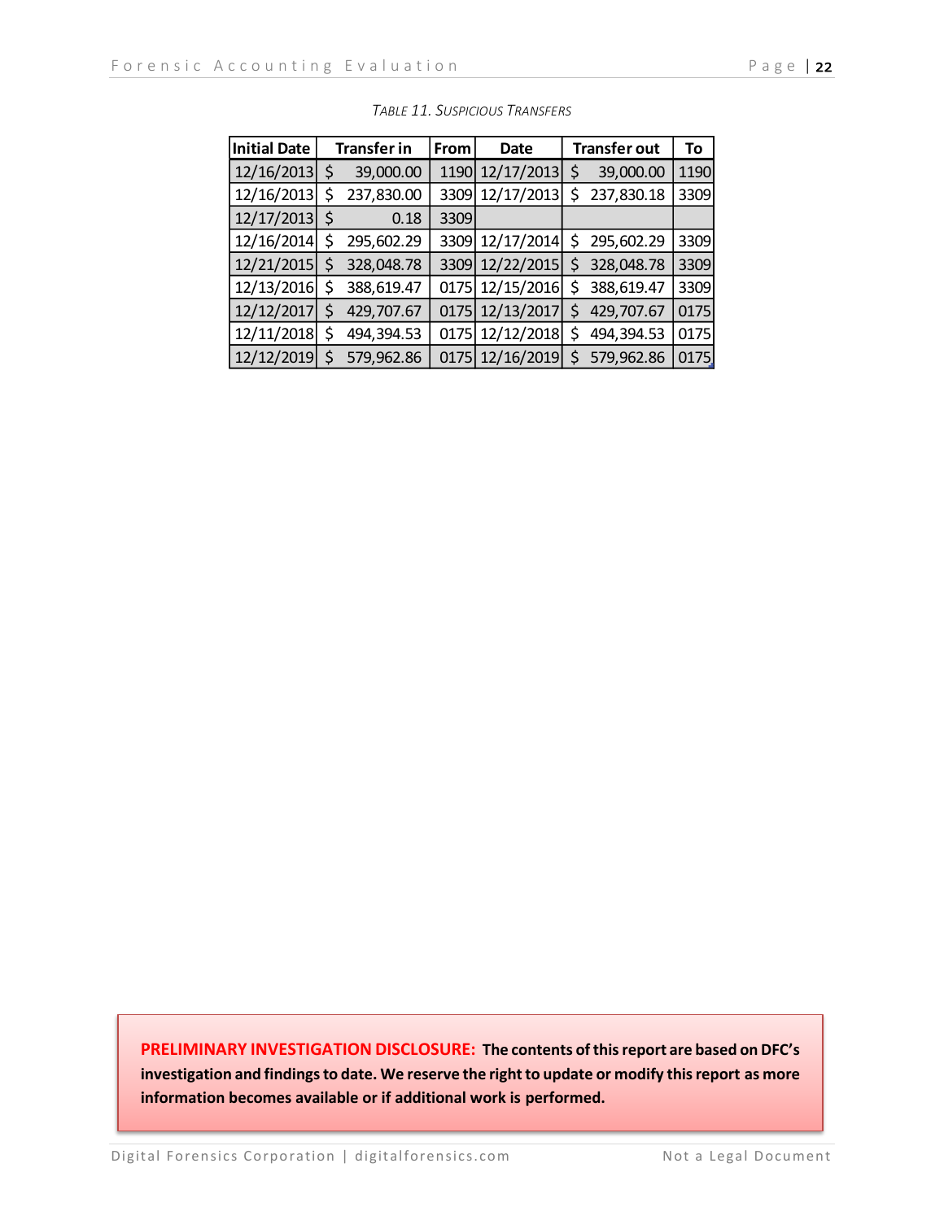*TABLE 11. SUSPICIOUS TRANSFERS*

| Initial Date | Transfer in | From | Date | Transfer out | To |
|---|---|---|---|---|---|
| 12/16/2013 | $ 39,000.00 | 1190 | 12/17/2013 | $ 39,000.00 | 1190 |
| 12/16/2013 | $ 237,830.00 | 3309 | 12/17/2013 | $ 237,830.18 | 3309 |
| 12/17/2013 | $ 0.18 | 3309 | | | |
| 12/16/2014 | $ 295,602.29 | 3309 | 12/17/2014 | $ 295,602.29 | 3309 |
| 12/21/2015 | $ 328,048.78 | 3309 | 12/22/2015 | $ 328,048.78 | 3309 |
| 12/13/2016 | $ 388,619.47 | 0175 | 12/15/2016 | $ 388,619.47 | 3309 |
| 12/12/2017 | $ 429,707.67 | 0175 | 12/13/2017 | $ 429,707.67 | 0175 |
| 12/11/2018 | $ 494,394.53 | 0175 | 12/12/2018 | $ 494,394.53 | 0175 |
| 12/12/2019 | $ 579,962.86 | 0175 | 12/16/2019 | $ 579,962.86 | 0175 |

**PRELIMINARY INVESTIGATION DISCLOSURE: The contents of this report are based on DFC's investigation and findings to date. We reserve the right to update or modify this report as more information becomes available or if additional work is performed.**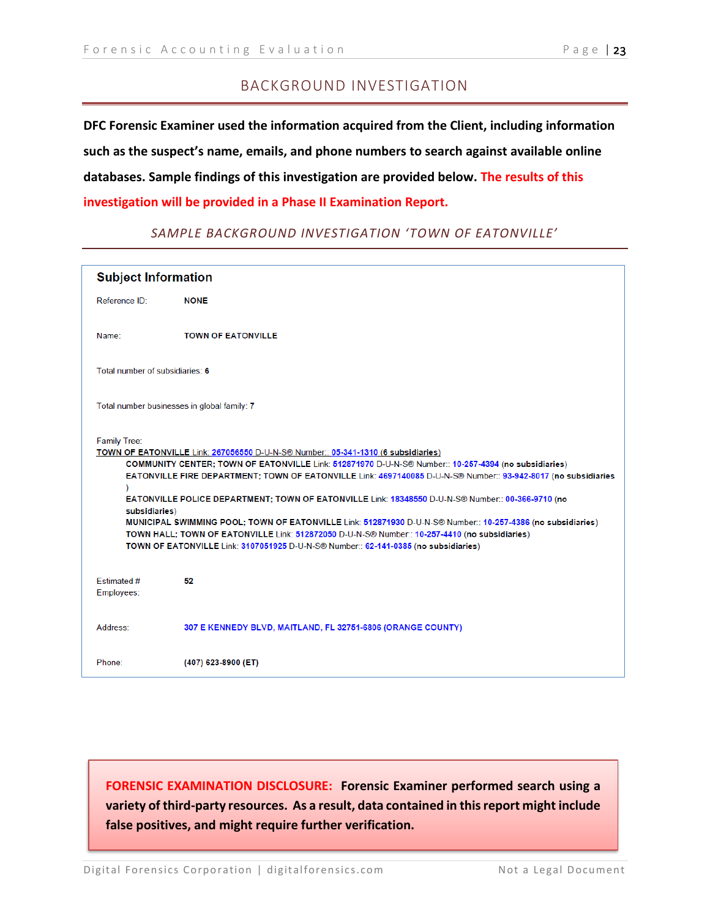## BACKGROUND INVESTIGATION

**DFC Forensic Examiner used the information acquired from the Client, including information such as the suspect's name, emails, and phone numbers to search against available online databases. Sample findings of this investigation are provided below. The results of this investigation will be provided in a Phase II Examination Report.**

### *SAMPLE BACKGROUND INVESTIGATION 'TOWN OF EATONVILLE'*

**Subject Information**

Reference ID: **NONE**

Name: **TOWN OF EATONVILLE**

Total number of subsidiaries: **6**

Total number businesses in global family: **7**

Family Tree:

TOWN OF EATONVILLE Link: 267056550 D-U-N-S® Number:: 05-341-1310 (6 subsidiaries)

- **COMMUNITY CENTER; TOWN OF EATONVILLE** Link: 512871970 D-U-N-S® Number:: 10-257-4394 (no subsidiaries)
- **EATONVILLE FIRE DEPARTMENT; TOWN OF EATONVILLE** Link: 4697140085 D-U-N-S® Number:: 93-942-8017 (no subsidiaries)
- **EATONVILLE POLICE DEPARTMENT; TOWN OF EATONVILLE** Link: 18348550 D-U-N-S® Number:: 00-366-9710 (no subsidiaries)
- **MUNICIPAL SWIMMING POOL; TOWN OF EATONVILLE** Link: 512871930 D-U-N-S® Number:: 10-257-4386 (no subsidiaries)
- **TOWN HALL; TOWN OF EATONVILLE** Link: 512872050 D-U-N-S® Number:: 10-257-4410 (no subsidiaries)
- **TOWN OF EATONVILLE** Link: 3107051925 D-U-N-S® Number:: 62-141-0385 (no subsidiaries)

Estimated # Employees: **52**

Address: **307 E KENNEDY BLVD, MAITLAND, FL 32751-6806 (ORANGE COUNTY)**

Phone: **(407) 623-8900 (ET)**

**FORENSIC EXAMINATION DISCLOSURE: Forensic Examiner performed search using a variety of third-party resources. As a result, data contained in this report might include false positives, and might require further verification.**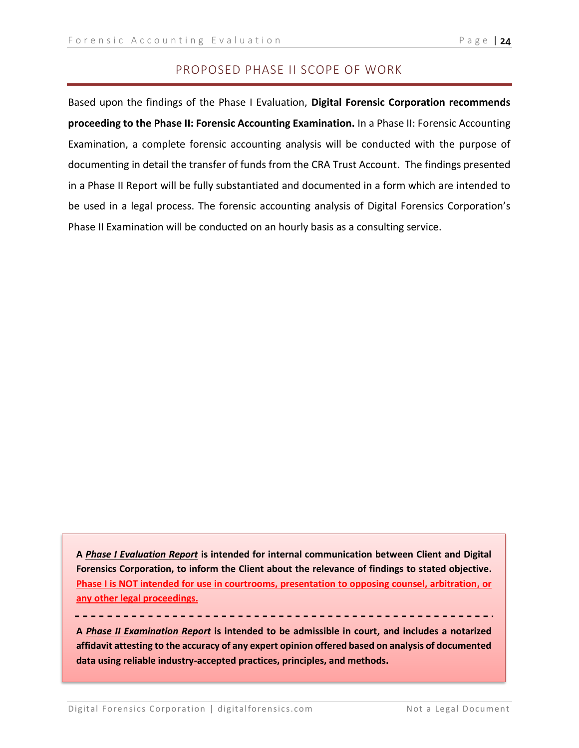## PROPOSED PHASE II SCOPE OF WORK

Based upon the findings of the Phase I Evaluation, **Digital Forensic Corporation recommends proceeding to the Phase II: Forensic Accounting Examination.** In a Phase II: Forensic Accounting Examination, a complete forensic accounting analysis will be conducted with the purpose of documenting in detail the transfer of funds from the CRA Trust Account. The findings presented in a Phase II Report will be fully substantiated and documented in a form which are intended to be used in a legal process. The forensic accounting analysis of Digital Forensics Corporation's Phase II Examination will be conducted on an hourly basis as a consulting service.

**A *Phase I Evaluation Report* is intended for internal communication between Client and Digital Forensics Corporation, to inform the Client about the relevance of findings to stated objective. Phase I is NOT intended for use in courtrooms, presentation to opposing counsel, arbitration, or any other legal proceedings.**

---

**A *Phase II Examination Report* is intended to be admissible in court, and includes a notarized affidavit attesting to the accuracy of any expert opinion offered based on analysis of documented data using reliable industry-accepted practices, principles, and methods.**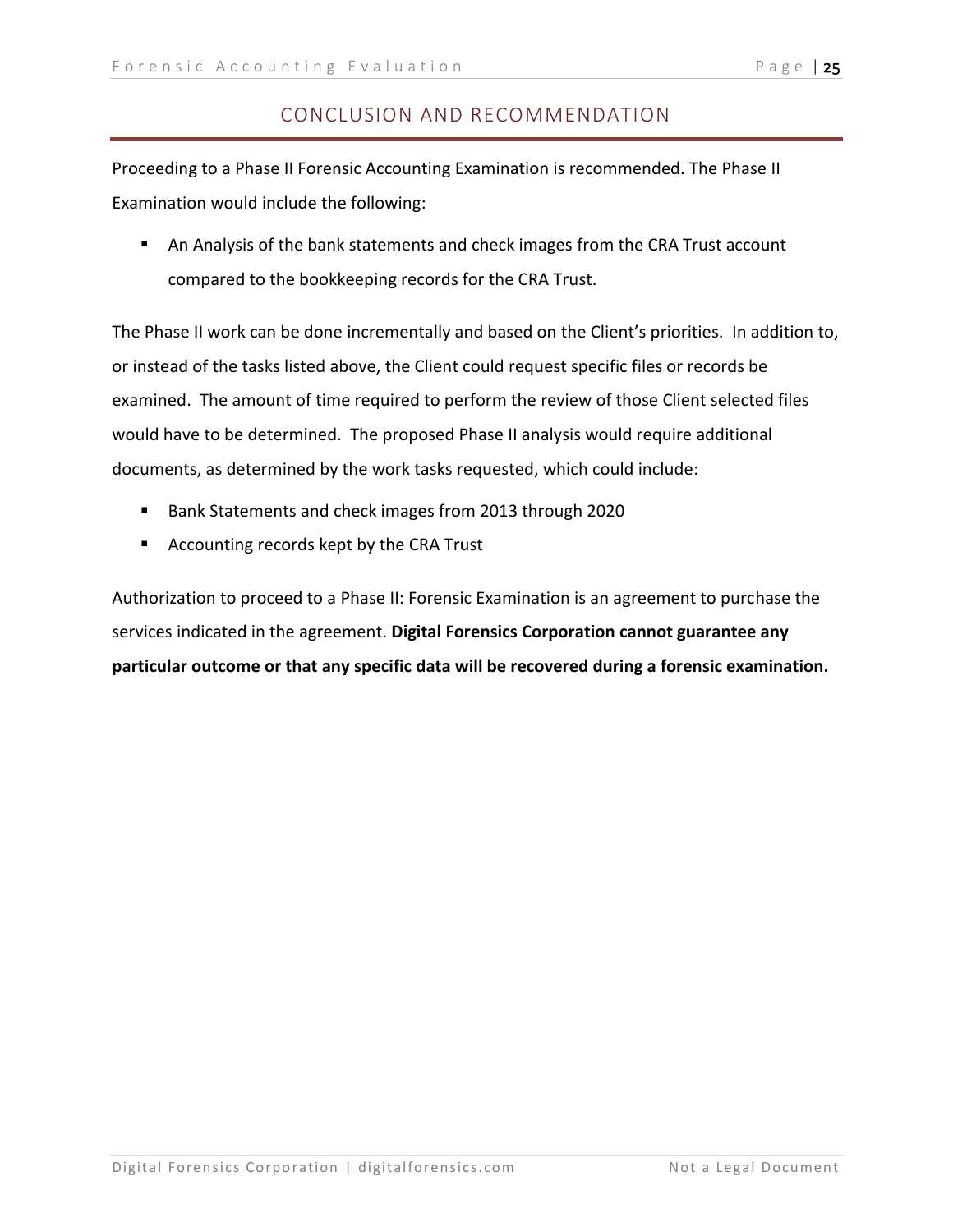## CONCLUSION AND RECOMMENDATION

Proceeding to a Phase II Forensic Accounting Examination is recommended. The Phase II Examination would include the following:

- An Analysis of the bank statements and check images from the CRA Trust account compared to the bookkeeping records for the CRA Trust.

The Phase II work can be done incrementally and based on the Client's priorities. In addition to, or instead of the tasks listed above, the Client could request specific files or records be examined. The amount of time required to perform the review of those Client selected files would have to be determined. The proposed Phase II analysis would require additional documents, as determined by the work tasks requested, which could include:

- Bank Statements and check images from 2013 through 2020
- Accounting records kept by the CRA Trust

Authorization to proceed to a Phase II: Forensic Examination is an agreement to purchase the services indicated in the agreement. **Digital Forensics Corporation cannot guarantee any particular outcome or that any specific data will be recovered during a forensic examination.**